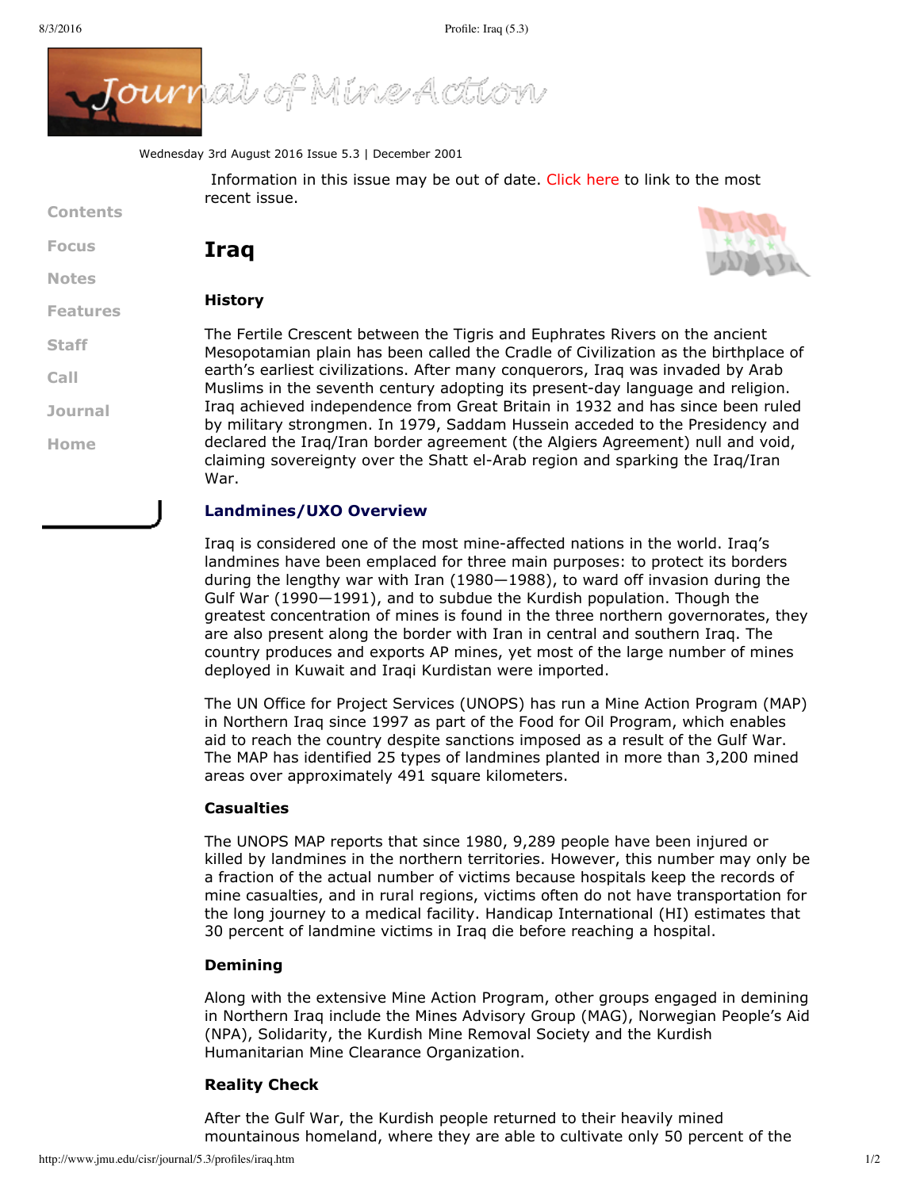Wednesday 3rd August 2016 Issue 5.3 | December 2001

Information in this issue may be out of date. Click here to link to the most recent issue.

Contents

Focus

Notes

Features

Staff

Call

Journal

Home

# Iraq

### History

The Fertile Crescent between the Tigris and Euphrates Rivers on the ancient Mesopotamian plain has been called the Cradle of Civilization as the birthplace of earth's earliest civilizations. After many conquerors, Iraq was invaded by Arab Muslims in the seventh century adopting its present-day language and religion. Iraq achieved independence from Great Britain in 1932 and has since been ruled by military strongmen. In 1979, Saddam Hussein acceded to the Presidency and declared the Iraq/Iran border agreement (the Algiers Agreement) null and void, claiming sovereignty over the Shatt el-Arab region and sparking the Iraq/Iran War.

### Landmines/UXO Overview

Iraq is considered one of the most mine-affected nations in the world. Iraq's landmines have been emplaced for three main purposes: to protect its borders during the lengthy war with Iran (1980—1988), to ward off invasion during the Gulf War (1990—1991), and to subdue the Kurdish population. Though the greatest concentration of mines is found in the three northern governorates, they are also present along the border with Iran in central and southern Iraq. The country produces and exports AP mines, yet most of the large number of mines deployed in Kuwait and Iraqi Kurdistan were imported.

The UN Office for Project Services (UNOPS) has run a Mine Action Program (MAP) in Northern Iraq since 1997 as part of the Food for Oil Program, which enables aid to reach the country despite sanctions imposed as a result of the Gulf War. The MAP has identified 25 types of landmines planted in more than 3,200 mined areas over approximately 491 square kilometers.

### Casualties

The UNOPS MAP reports that since 1980, 9,289 people have been injured or killed by landmines in the northern territories. However, this number may only be a fraction of the actual number of victims because hospitals keep the records of mine casualties, and in rural regions, victims often do not have transportation for the long journey to a medical facility. Handicap International (HI) estimates that 30 percent of landmine victims in Iraq die before reaching a hospital.

### Demining

Along with the extensive Mine Action Program, other groups engaged in demining in Northern Iraq include the Mines Advisory Group (MAG), Norwegian People's Aid (NPA), Solidarity, the Kurdish Mine Removal Society and the Kurdish Humanitarian Mine Clearance Organization.

### Reality Check

After the Gulf War, the Kurdish people returned to their heavily mined mountainous homeland, where they are able to cultivate only 50 percent of the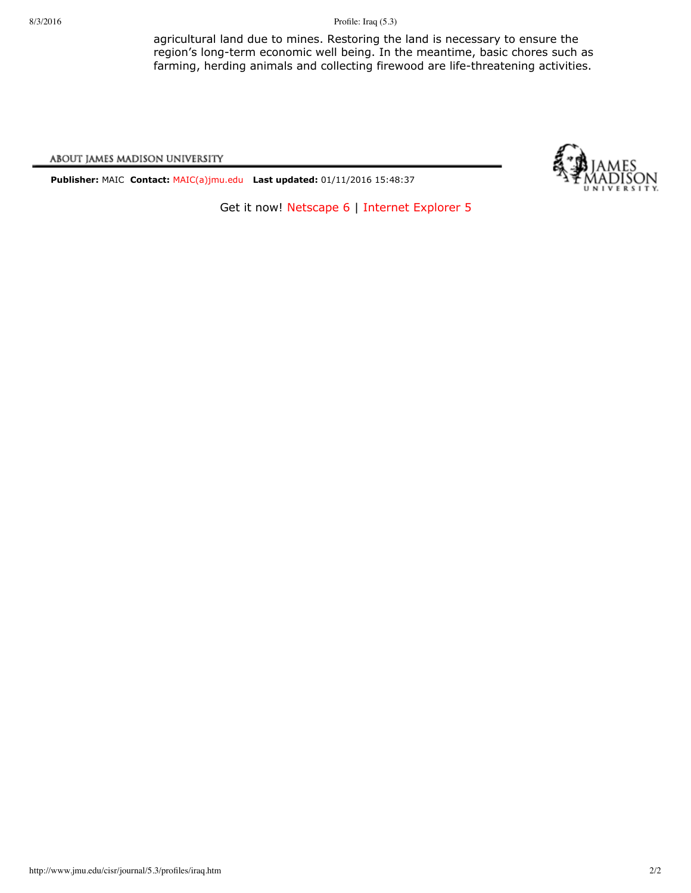agricultural land due to mines. Restoring the land is necessary to ensure the region's long-term economic well being. In the meantime, basic chores such as farming, herding animals and collecting firewood are life-threatening activities.

ABOUT JAMES MADISON UNIVERSITY

**Publisher:** MAIC **Contact:** MAIC(a)jmu.edu **Last updated:** 01/11/2016 15:48:37

Get it now! Netscape 6 | Internet Explorer 5